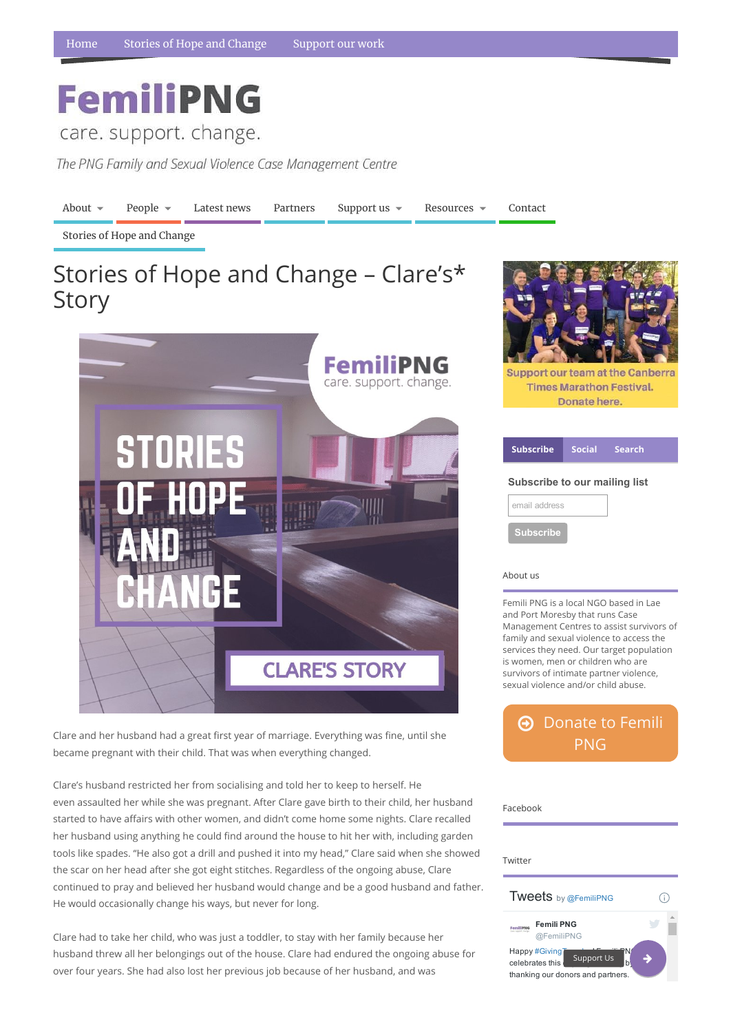Home | Stories of Hope and Change | Support our work

# FemiliPNG

care. support. change.

*The PNG Family and Sexual Violence Case Management Centre*

About | People | Latest news | Partners | Support us | Resources | Contact | Stories of Hope and Change

# Stories of Hope and Change – Clare's* Story

Clare and her husband had a great first year of marriage. Everything was fine, until she became pregnant with their child. That was when everything changed.

Clare's husband restricted her from socialising and told her to keep to herself. He even assaulted her while she was pregnant. After Clare gave birth to their child, her husband started to have affairs with other women, and didn't come home some nights. Clare recalled her husband using anything he could find around the house to hit her with, including garden tools like spades. "He also got a drill and pushed it into my head," Clare said when she showed the scar on her head after she got eight stitches. Regardless of the ongoing abuse, Clare continued to pray and believed her husband would change and be a good husband and father. He would occasionally change his ways, but never for long.

Clare had to take her child, who was just a toddler, to stay with her family because her husband threw all her belongings out of the house. Clare had endured the ongoing abuse for over four years. She had also lost her previous job because of her husband, and was

Support our team at the Canberra Times Marathon Festival. Donate here.

Subscribe | Social | Search

**Subscribe to our mailing list**

email address

Subscribe

About us

Femili PNG is a local NGO based in Lae and Port Moresby that runs Case Management Centres to assist survivors of family and sexual violence to access the services they need. Our target population is women, men or children who are survivors of intimate partner violence, sexual violence and/or child abuse.

Donate to Femili PNG

Facebook

Twitter

Tweets by @FemiliPNG

Femili PNG @FemiliPNG

Happy #Giving... celebrates this ... thanking our donors and partners.

Support Us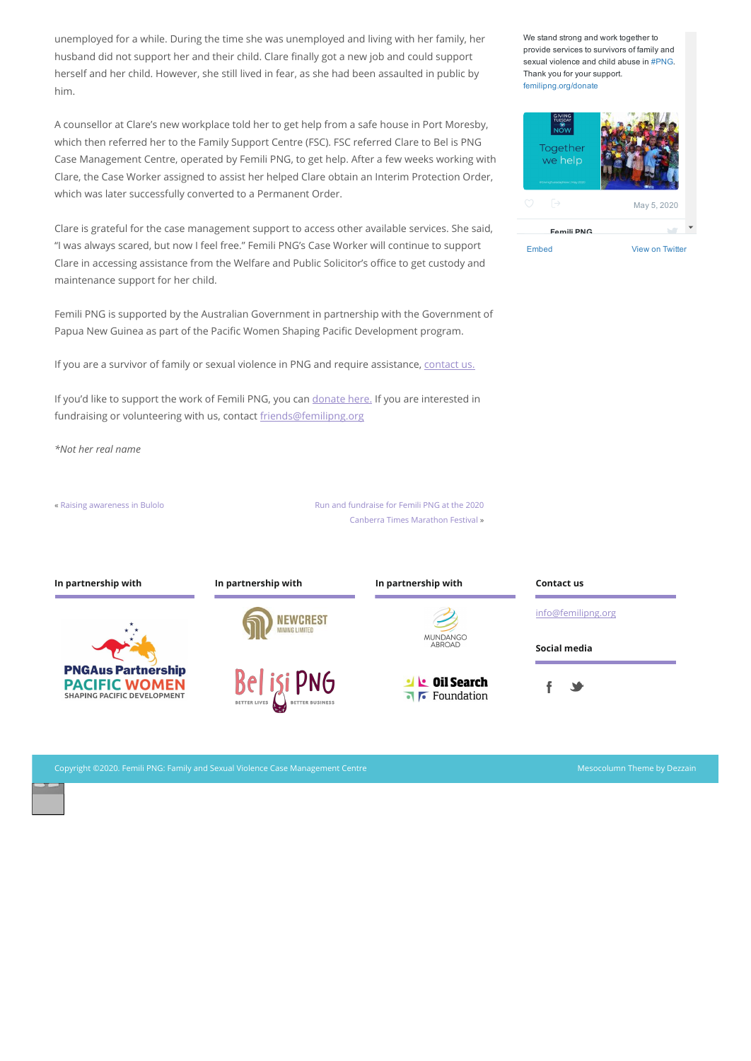unemployed for a while. During the time she was unemployed and living with her family, her husband did not support her and their child. Clare finally got a new job and could support herself and her child. However, she still lived in fear, as she had been assaulted in public by him.

A counsellor at Clare's new workplace told her to get help from a safe house in Port Moresby, which then referred her to the Family Support Centre (FSC). FSC referred Clare to Bel is PNG Case Management Centre, operated by Femili PNG, to get help. After a few weeks working with Clare, the Case Worker assigned to assist her helped Clare obtain an Interim Protection Order, which was later successfully converted to a Permanent Order.

Clare is grateful for the case management support to access other available services. She said, "I was always scared, but now I feel free." Femili PNG's Case Worker will continue to support Clare in accessing assistance from the Welfare and Public Solicitor's office to get custody and maintenance support for her child.

Femili PNG is supported by the Australian Government in partnership with the Government of Papua New Guinea as part of the Pacific Women Shaping Pacific Development program.

If you are a survivor of family or sexual violence in PNG and require assistance, contact us.

If you'd like to support the work of Femili PNG, you can donate here. If you are interested in fundraising or volunteering with us, contact friends@femilipng.org

*Not her real name*

« Raising awareness in Bulolo

Run and fundraise for Femili PNG at the 2020 Canberra Times Marathon Festival »

We stand strong and work together to provide services to survivors of family and sexual violence and child abuse in #PNG. Thank you for your support. femilipng.org/donate

May 5, 2020

Embed

View on Twitter

**In partnership with**

PNGAus Partnership PACIFIC WOMEN SHAPING PACIFIC DEVELOPMENT

**In partnership with**

NEWCREST MINING LIMITED

Bel isi PNG BETTER LIVES BETTER BUSINESS

**In partnership with**

MUNDANGO ABROAD

Oil Search Foundation

**Contact us**

info@femilipng.org

**Social media**

Copyright ©2020. Femili PNG: Family and Sexual Violence Case Management Centre

Mesocolumn Theme by Dezzain